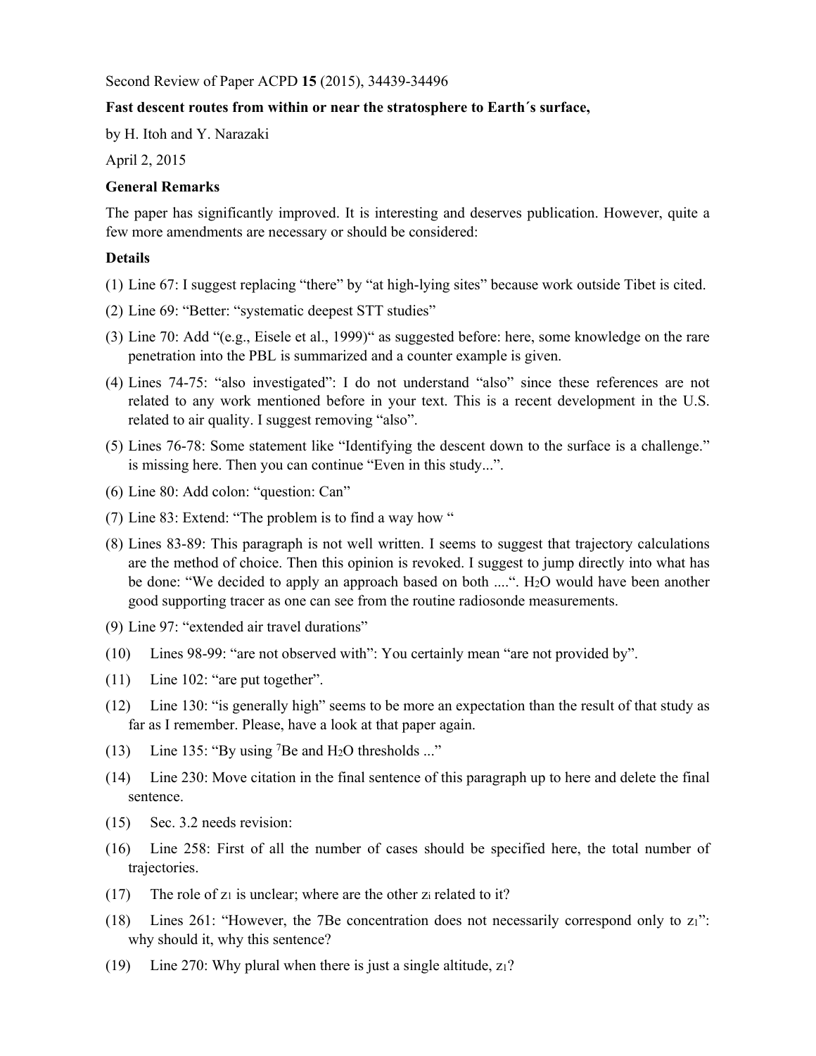Second Review of Paper ACPD **15** (2015), 34439-34496

**Fast descent routes from within or near the stratosphere to Earth´s surface,**

by H. Itoh and Y. Narazaki

April 2, 2015

**General Remarks**

The paper has significantly improved. It is interesting and deserves publication. However, quite a few more amendments are necessary or should be considered:

**Details**

(1) Line 67: I suggest replacing "there" by "at high-lying sites" because work outside Tibet is cited.

(2) Line 69: "Better: "systematic deepest STT studies"

(3) Line 70: Add "(e.g., Eisele et al., 1999)" as suggested before: here, some knowledge on the rare penetration into the PBL is summarized and a counter example is given.

(4) Lines 74-75: "also investigated": I do not understand "also" since these references are not related to any work mentioned before in your text. This is a recent development in the U.S. related to air quality. I suggest removing "also".

(5) Lines 76-78: Some statement like "Identifying the descent down to the surface is a challenge." is missing here. Then you can continue "Even in this study...".

(6) Line 80: Add colon: "question: Can"

(7) Line 83: Extend: "The problem is to find a way how "

(8) Lines 83-89: This paragraph is not well written. I seems to suggest that trajectory calculations are the method of choice. Then this opinion is revoked. I suggest to jump directly into what has be done: "We decided to apply an approach based on both ....". $H_2O$ would have been another good supporting tracer as one can see from the routine radiosonde measurements.

(9) Line 97: "extended air travel durations"

(10) Lines 98-99: "are not observed with": You certainly mean "are not provided by".

(11) Line 102: "are put together".

(12) Line 130: "is generally high" seems to be more an expectation than the result of that study as far as I remember. Please, have a look at that paper again.

(13) Line 135: "By using $^{7}Be$ and $H_2O$ thresholds ..."

(14) Line 230: Move citation in the final sentence of this paragraph up to here and delete the final sentence.

(15) Sec. 3.2 needs revision:

(16) Line 258: First of all the number of cases should be specified here, the total number of trajectories.

(17) The role of $z_1$ is unclear; where are the other $z_i$ related to it?

(18) Lines 261: "However, the 7Be concentration does not necessarily correspond only to $z_1$": why should it, why this sentence?

(19) Line 270: Why plural when there is just a single altitude, $z_1$?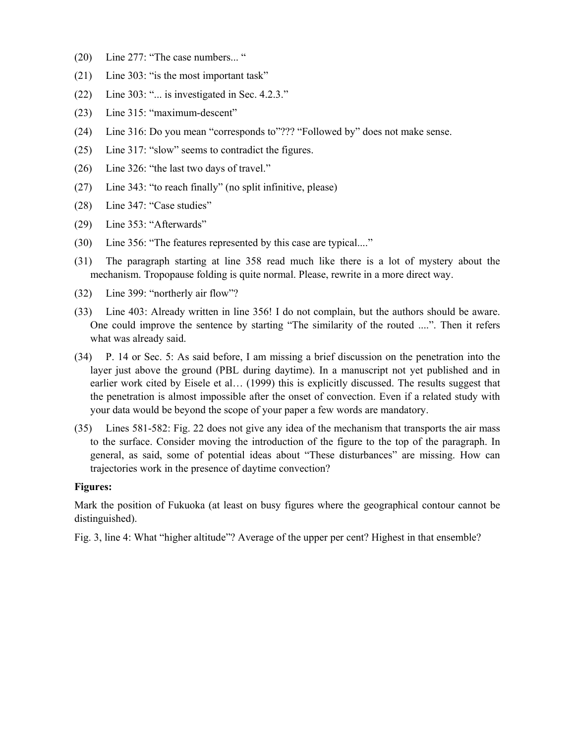(20) Line 277: “The case numbers... “

(21) Line 303: “is the most important task”

(22) Line 303: “... is investigated in Sec. 4.2.3.”

(23) Line 315: “maximum-descent”

(24) Line 316: Do you mean “corresponds to”??? “Followed by” does not make sense.

(25) Line 317: “slow” seems to contradict the figures.

(26) Line 326: “the last two days of travel.”

(27) Line 343: “to reach finally” (no split infinitive, please)

(28) Line 347: “Case studies”

(29) Line 353: “Afterwards”

(30) Line 356: “The features represented by this case are typical....”

(31) The paragraph starting at line 358 read much like there is a lot of mystery about the mechanism. Tropopause folding is quite normal. Please, rewrite in a more direct way.

(32) Line 399: “northerly air flow”?

(33) Line 403: Already written in line 356! I do not complain, but the authors should be aware. One could improve the sentence by starting “The similarity of the routed ....”. Then it refers what was already said.

(34) P. 14 or Sec. 5: As said before, I am missing a brief discussion on the penetration into the layer just above the ground (PBL during daytime). In a manuscript not yet published and in earlier work cited by Eisele et al… (1999) this is explicitly discussed. The results suggest that the penetration is almost impossible after the onset of convection. Even if a related study with your data would be beyond the scope of your paper a few words are mandatory.

(35) Lines 581-582: Fig. 22 does not give any idea of the mechanism that transports the air mass to the surface. Consider moving the introduction of the figure to the top of the paragraph. In general, as said, some of potential ideas about “These disturbances” are missing. How can trajectories work in the presence of daytime convection?

**Figures:**

Mark the position of Fukuoka (at least on busy figures where the geographical contour cannot be distinguished).

Fig. 3, line 4: What “higher altitude”? Average of the upper per cent? Highest in that ensemble?